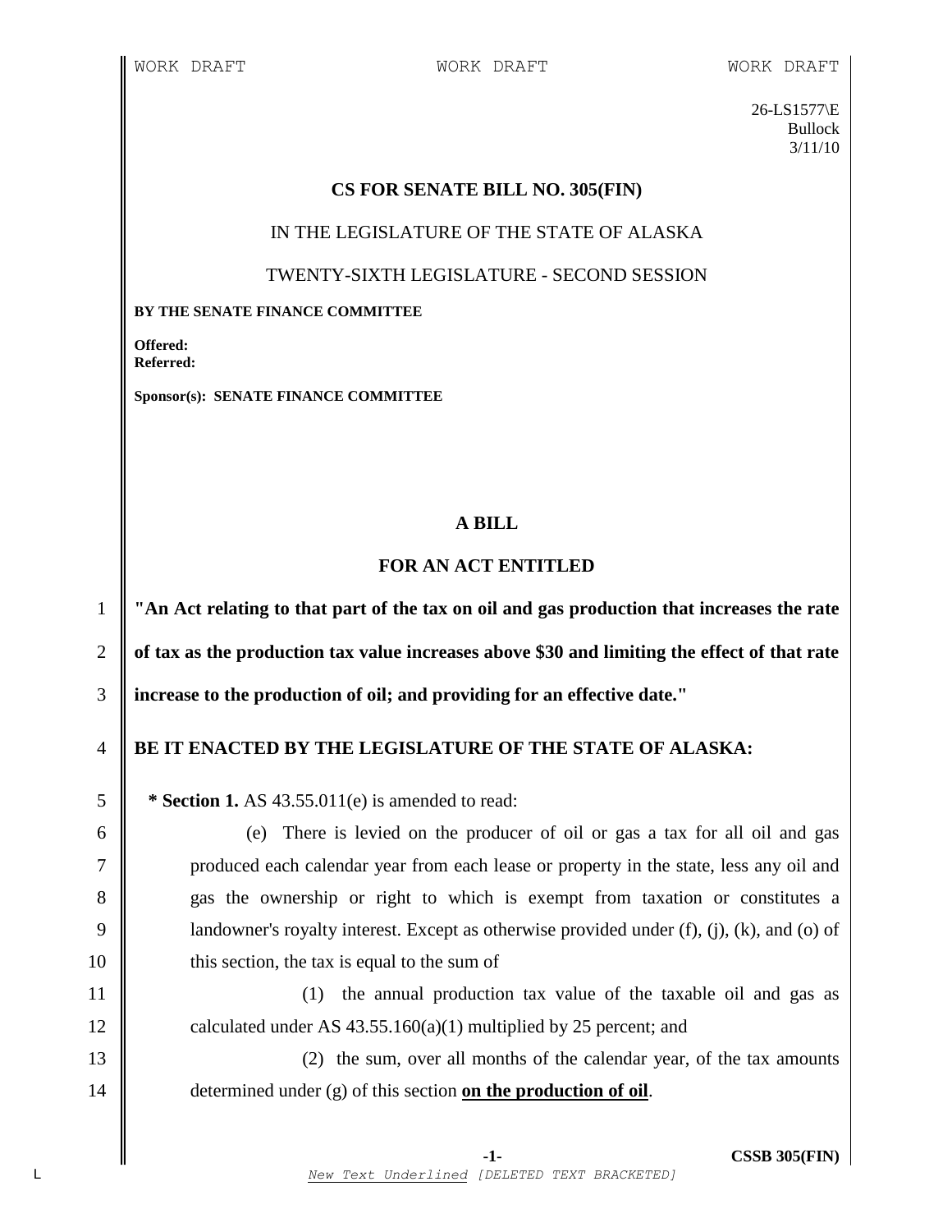WORK DRAFT WORK DRAFT WORK DRAFT

26-LS1577\E
Bullock
3/11/10

**CS FOR SENATE BILL NO. 305(FIN)**

IN THE LEGISLATURE OF THE STATE OF ALASKA

TWENTY-SIXTH LEGISLATURE - SECOND SESSION

**BY THE SENATE FINANCE COMMITTEE**

**Offered:**
**Referred:**

**Sponsor(s): SENATE FINANCE COMMITTEE**

**A BILL**

**FOR AN ACT ENTITLED**

1 **"An Act relating to that part of the tax on oil and gas production that increases the rate**
2 **of tax as the production tax value increases above $30 and limiting the effect of that rate**
3 **increase to the production of oil; and providing for an effective date."**

4 **BE IT ENACTED BY THE LEGISLATURE OF THE STATE OF ALASKA:**

5 **\* Section 1.** AS 43.55.011(e) is amended to read:

6 (e) There is levied on the producer of oil or gas a tax for all oil and gas
7 produced each calendar year from each lease or property in the state, less any oil and
8 gas the ownership or right to which is exempt from taxation or constitutes a
9 landowner's royalty interest. Except as otherwise provided under (f), (j), (k), and (o) of
10 this section, the tax is equal to the sum of

11 (1) the annual production tax value of the taxable oil and gas as
12 calculated under AS 43.55.160(a)(1) multiplied by 25 percent; and

13 (2) the sum, over all months of the calendar year, of the tax amounts
14 determined under (g) of this section <u>**on the production of oil**</u>.

*New Text Underlined [DELETED TEXT BRACKETED]*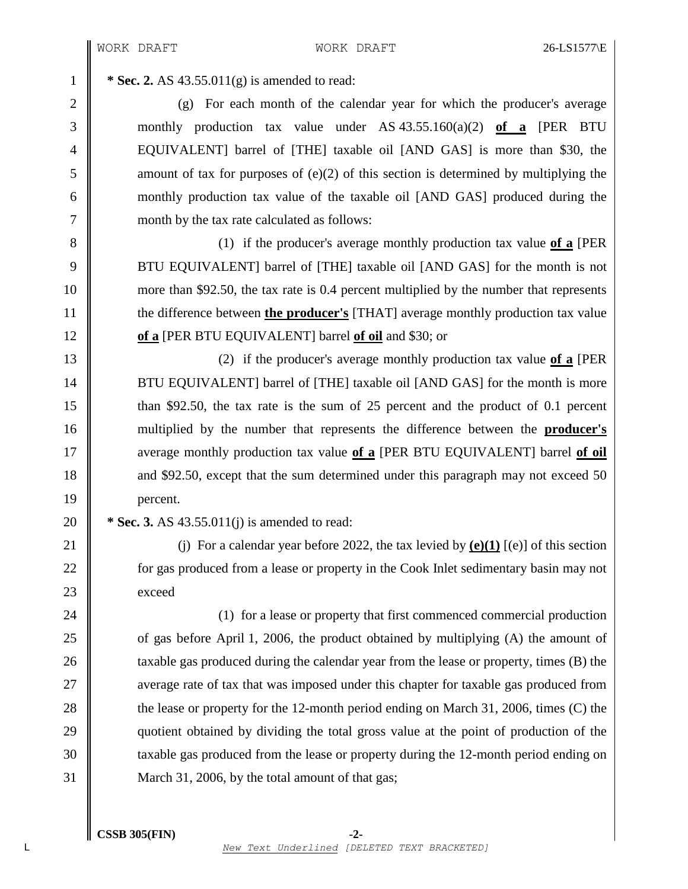**\* Sec. 2.** AS 43.55.011(g) is amended to read:

(g) For each month of the calendar year for which the producer's average monthly production tax value under AS 43.55.160(a)(2) **of a** [PER BTU EQUIVALENT] barrel of [THE] taxable oil [AND GAS] is more than $30, the amount of tax for purposes of (e)(2) of this section is determined by multiplying the monthly production tax value of the taxable oil [AND GAS] produced during the month by the tax rate calculated as follows:

(1) if the producer's average monthly production tax value **of a** [PER BTU EQUIVALENT] barrel of [THE] taxable oil [AND GAS] for the month is not more than $92.50, the tax rate is 0.4 percent multiplied by the number that represents the difference between **the producer's** [THAT] average monthly production tax value **of a** [PER BTU EQUIVALENT] barrel **of oil** and $30; or

(2) if the producer's average monthly production tax value **of a** [PER BTU EQUIVALENT] barrel of [THE] taxable oil [AND GAS] for the month is more than $92.50, the tax rate is the sum of 25 percent and the product of 0.1 percent multiplied by the number that represents the difference between the **producer's** average monthly production tax value **of a** [PER BTU EQUIVALENT] barrel **of oil** and $92.50, except that the sum determined under this paragraph may not exceed 50 percent.

**\* Sec. 3.** AS 43.55.011(j) is amended to read:

(j) For a calendar year before 2022, the tax levied by **(e)(1)** [(e)] of this section for gas produced from a lease or property in the Cook Inlet sedimentary basin may not exceed

(1) for a lease or property that first commenced commercial production of gas before April 1, 2006, the product obtained by multiplying (A) the amount of taxable gas produced during the calendar year from the lease or property, times (B) the average rate of tax that was imposed under this chapter for taxable gas produced from the lease or property for the 12-month period ending on March 31, 2006, times (C) the quotient obtained by dividing the total gross value at the point of production of the taxable gas produced from the lease or property during the 12-month period ending on March 31, 2006, by the total amount of that gas;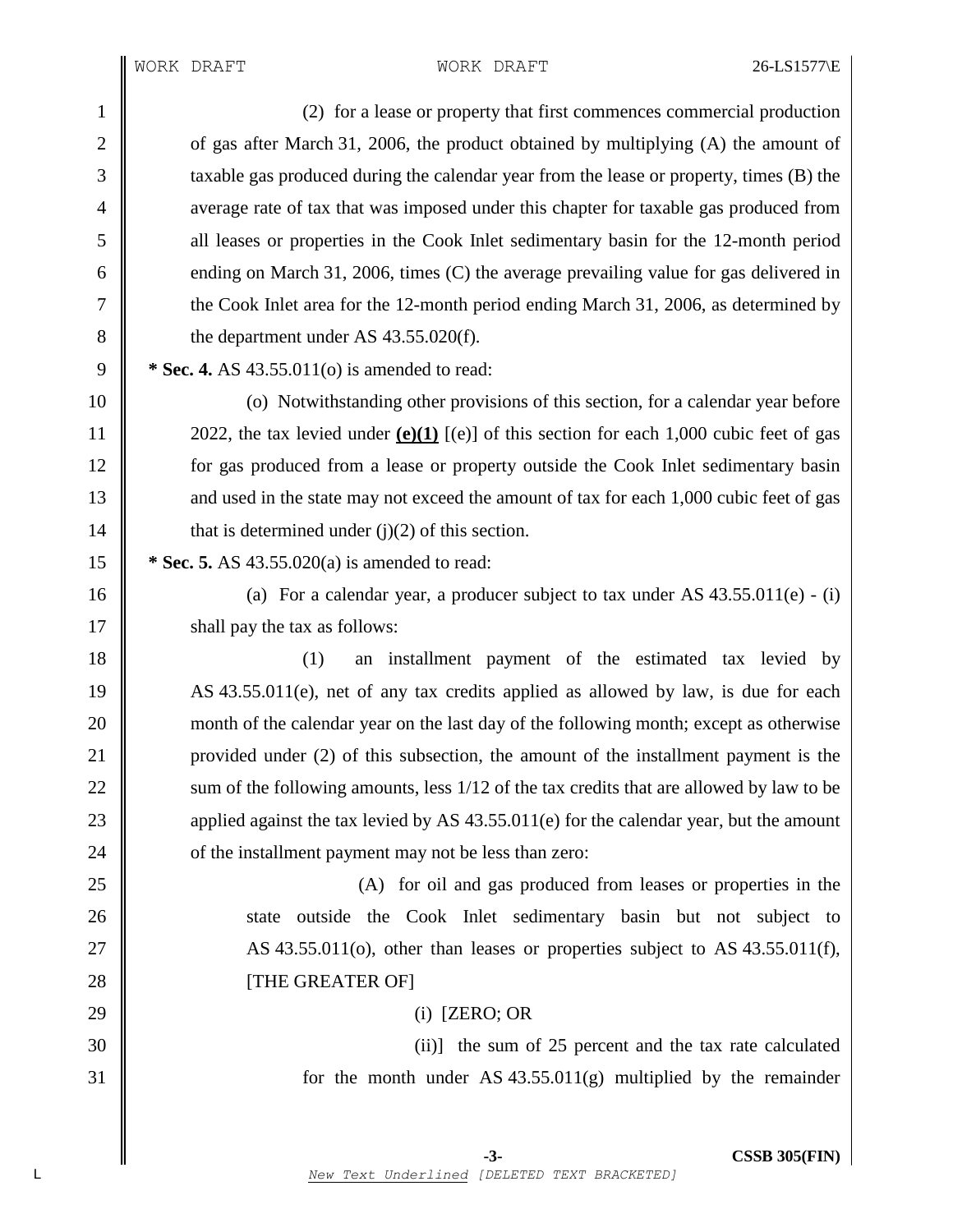(2) for a lease or property that first commences commercial production of gas after March 31, 2006, the product obtained by multiplying (A) the amount of taxable gas produced during the calendar year from the lease or property, times (B) the average rate of tax that was imposed under this chapter for taxable gas produced from all leases or properties in the Cook Inlet sedimentary basin for the 12-month period ending on March 31, 2006, times (C) the average prevailing value for gas delivered in the Cook Inlet area for the 12-month period ending March 31, 2006, as determined by the department under AS 43.55.020(f).

**\* Sec. 4.** AS 43.55.011(o) is amended to read:

(o) Notwithstanding other provisions of this section, for a calendar year before 2022, the tax levied under **<u>(e)(1)</u>** [(e)] of this section for each 1,000 cubic feet of gas for gas produced from a lease or property outside the Cook Inlet sedimentary basin and used in the state may not exceed the amount of tax for each 1,000 cubic feet of gas that is determined under (j)(2) of this section.

**\* Sec. 5.** AS 43.55.020(a) is amended to read:

(a) For a calendar year, a producer subject to tax under AS 43.55.011(e) - (i) shall pay the tax as follows:

(1) an installment payment of the estimated tax levied by AS 43.55.011(e), net of any tax credits applied as allowed by law, is due for each month of the calendar year on the last day of the following month; except as otherwise provided under (2) of this subsection, the amount of the installment payment is the sum of the following amounts, less 1/12 of the tax credits that are allowed by law to be applied against the tax levied by AS 43.55.011(e) for the calendar year, but the amount of the installment payment may not be less than zero:

(A) for oil and gas produced from leases or properties in the state outside the Cook Inlet sedimentary basin but not subject to AS 43.55.011(o), other than leases or properties subject to AS 43.55.011(f), [THE GREATER OF]

(i) [ZERO; OR

(ii)] the sum of 25 percent and the tax rate calculated for the month under AS 43.55.011(g) multiplied by the remainder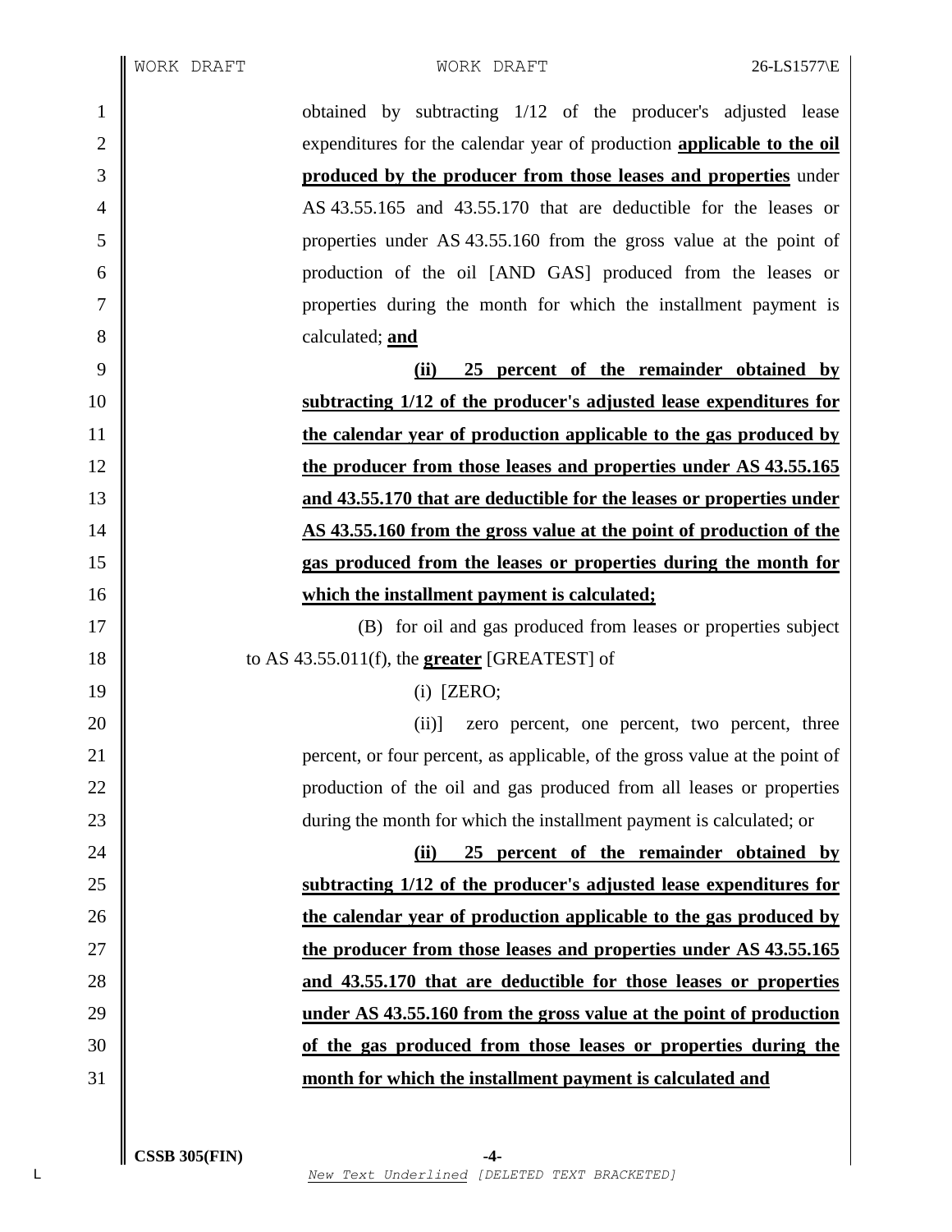obtained by subtracting 1/12 of the producer's adjusted lease expenditures for the calendar year of production **applicable to the oil produced by the producer from those leases and properties** under AS 43.55.165 and 43.55.170 that are deductible for the leases or properties under AS 43.55.160 from the gross value at the point of production of the oil [AND GAS] produced from the leases or properties during the month for which the installment payment is calculated; **and**

**(ii) 25 percent of the remainder obtained by subtracting 1/12 of the producer's adjusted lease expenditures for the calendar year of production applicable to the gas produced by the producer from those leases and properties under AS 43.55.165 and 43.55.170 that are deductible for the leases or properties under AS 43.55.160 from the gross value at the point of production of the gas produced from the leases or properties during the month for which the installment payment is calculated;**

(B) for oil and gas produced from leases or properties subject to AS 43.55.011(f), the **greater** [GREATEST] of

(i) [ZERO;

(ii)] zero percent, one percent, two percent, three percent, or four percent, as applicable, of the gross value at the point of production of the oil and gas produced from all leases or properties during the month for which the installment payment is calculated; or

**(ii) 25 percent of the remainder obtained by subtracting 1/12 of the producer's adjusted lease expenditures for the calendar year of production applicable to the gas produced by the producer from those leases and properties under AS 43.55.165 and 43.55.170 that are deductible for those leases or properties under AS 43.55.160 from the gross value at the point of production of the gas produced from those leases or properties during the month for which the installment payment is calculated and**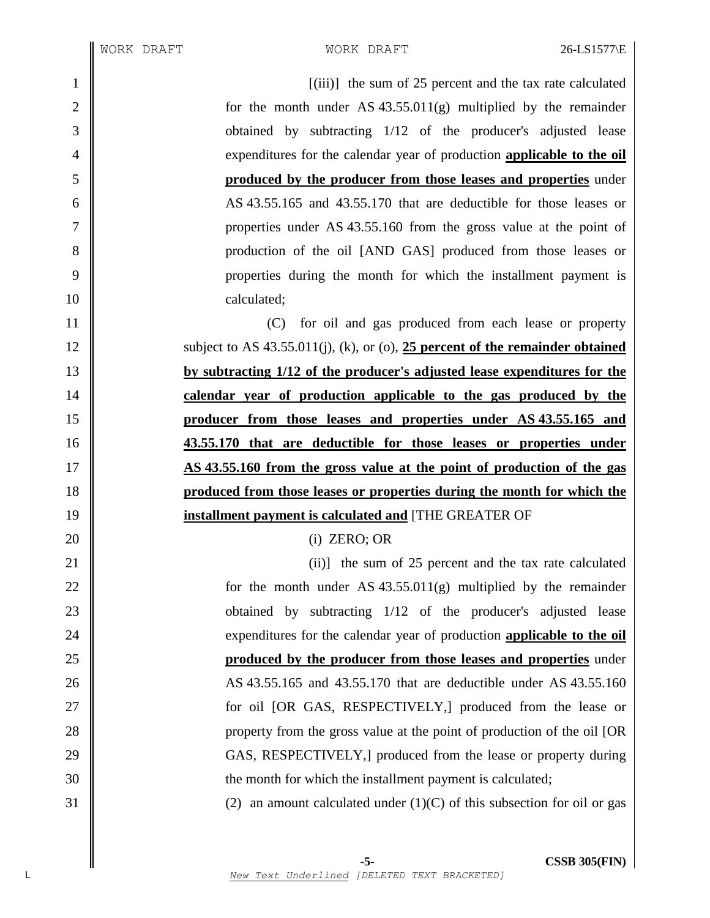[(iii)] the sum of 25 percent and the tax rate calculated for the month under AS 43.55.011(g) multiplied by the remainder obtained by subtracting 1/12 of the producer's adjusted lease expenditures for the calendar year of production **applicable to the oil produced by the producer from those leases and properties** under AS 43.55.165 and 43.55.170 that are deductible for those leases or properties under AS 43.55.160 from the gross value at the point of production of the oil [AND GAS] produced from those leases or properties during the month for which the installment payment is calculated;

(C) for oil and gas produced from each lease or property subject to AS 43.55.011(j), (k), or (o), **25 percent of the remainder obtained by subtracting 1/12 of the producer's adjusted lease expenditures for the calendar year of production applicable to the gas produced by the producer from those leases and properties under AS 43.55.165 and 43.55.170 that are deductible for those leases or properties under AS 43.55.160 from the gross value at the point of production of the gas produced from those leases or properties during the month for which the installment payment is calculated and** [THE GREATER OF

(i) ZERO; OR

(ii)] the sum of 25 percent and the tax rate calculated for the month under AS 43.55.011(g) multiplied by the remainder obtained by subtracting 1/12 of the producer's adjusted lease expenditures for the calendar year of production **applicable to the oil produced by the producer from those leases and properties** under AS 43.55.165 and 43.55.170 that are deductible under AS 43.55.160 for oil [OR GAS, RESPECTIVELY,] produced from the lease or property from the gross value at the point of production of the oil [OR GAS, RESPECTIVELY,] produced from the lease or property during the month for which the installment payment is calculated;

(2) an amount calculated under (1)(C) of this subsection for oil or gas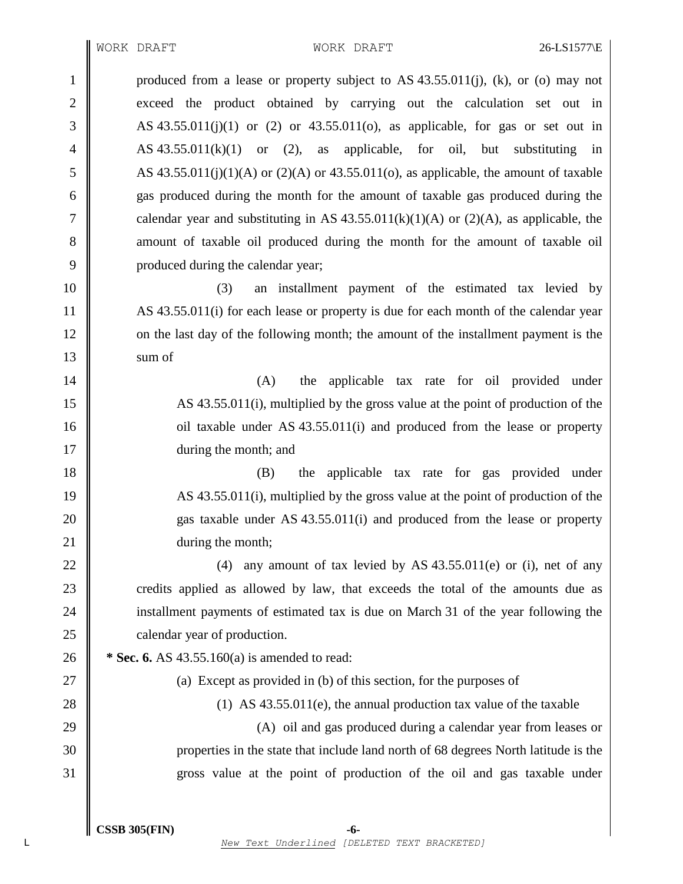produced from a lease or property subject to AS 43.55.011(j), (k), or (o) may not exceed the product obtained by carrying out the calculation set out in AS 43.55.011(j)(1) or (2) or 43.55.011(o), as applicable, for gas or set out in AS 43.55.011(k)(1) or (2), as applicable, for oil, but substituting in AS 43.55.011(j)(1)(A) or (2)(A) or 43.55.011(o), as applicable, the amount of taxable gas produced during the month for the amount of taxable gas produced during the calendar year and substituting in AS 43.55.011(k)(1)(A) or (2)(A), as applicable, the amount of taxable oil produced during the month for the amount of taxable oil produced during the calendar year;

(3) an installment payment of the estimated tax levied by AS 43.55.011(i) for each lease or property is due for each month of the calendar year on the last day of the following month; the amount of the installment payment is the sum of

(A) the applicable tax rate for oil provided under AS 43.55.011(i), multiplied by the gross value at the point of production of the oil taxable under AS 43.55.011(i) and produced from the lease or property during the month; and

(B) the applicable tax rate for gas provided under AS 43.55.011(i), multiplied by the gross value at the point of production of the gas taxable under AS 43.55.011(i) and produced from the lease or property during the month;

(4) any amount of tax levied by AS 43.55.011(e) or (i), net of any credits applied as allowed by law, that exceeds the total of the amounts due as installment payments of estimated tax is due on March 31 of the year following the calendar year of production.

**\* Sec. 6.** AS 43.55.160(a) is amended to read:

(a) Except as provided in (b) of this section, for the purposes of

(1) AS 43.55.011(e), the annual production tax value of the taxable

(A) oil and gas produced during a calendar year from leases or properties in the state that include land north of 68 degrees North latitude is the gross value at the point of production of the oil and gas taxable under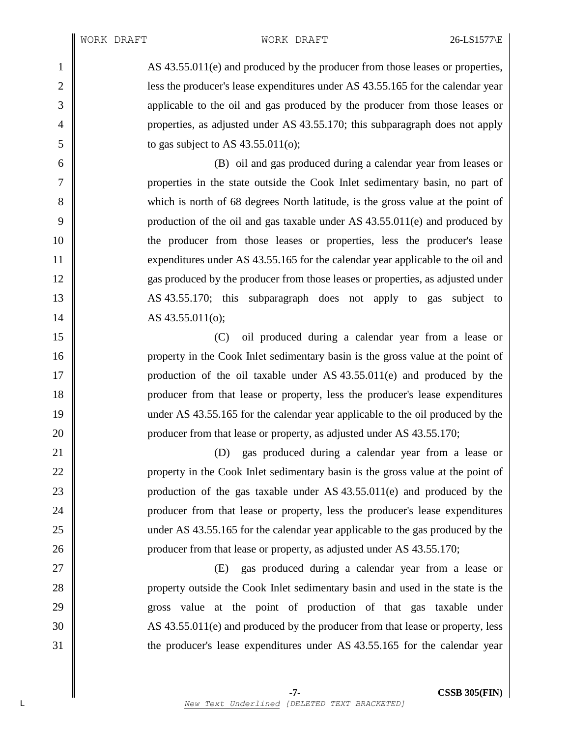AS 43.55.011(e) and produced by the producer from those leases or properties, less the producer's lease expenditures under AS 43.55.165 for the calendar year applicable to the oil and gas produced by the producer from those leases or properties, as adjusted under AS 43.55.170; this subparagraph does not apply to gas subject to AS 43.55.011(o);

(B) oil and gas produced during a calendar year from leases or properties in the state outside the Cook Inlet sedimentary basin, no part of which is north of 68 degrees North latitude, is the gross value at the point of production of the oil and gas taxable under AS 43.55.011(e) and produced by the producer from those leases or properties, less the producer's lease expenditures under AS 43.55.165 for the calendar year applicable to the oil and gas produced by the producer from those leases or properties, as adjusted under AS 43.55.170; this subparagraph does not apply to gas subject to AS 43.55.011(o);

(C) oil produced during a calendar year from a lease or property in the Cook Inlet sedimentary basin is the gross value at the point of production of the oil taxable under AS 43.55.011(e) and produced by the producer from that lease or property, less the producer's lease expenditures under AS 43.55.165 for the calendar year applicable to the oil produced by the producer from that lease or property, as adjusted under AS 43.55.170;

(D) gas produced during a calendar year from a lease or property in the Cook Inlet sedimentary basin is the gross value at the point of production of the gas taxable under AS 43.55.011(e) and produced by the producer from that lease or property, less the producer's lease expenditures under AS 43.55.165 for the calendar year applicable to the gas produced by the producer from that lease or property, as adjusted under AS 43.55.170;

(E) gas produced during a calendar year from a lease or property outside the Cook Inlet sedimentary basin and used in the state is the gross value at the point of production of that gas taxable under AS 43.55.011(e) and produced by the producer from that lease or property, less the producer's lease expenditures under AS 43.55.165 for the calendar year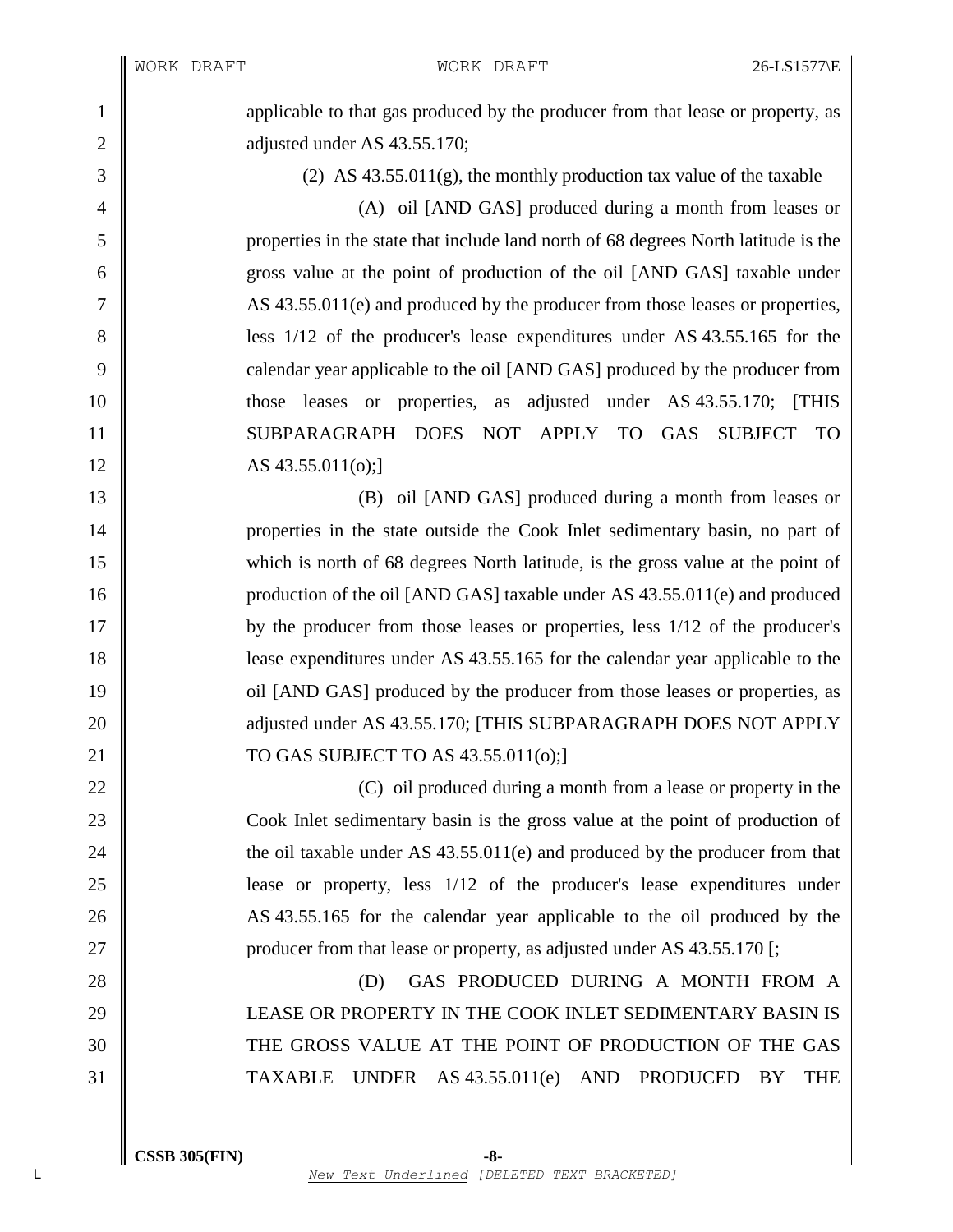applicable to that gas produced by the producer from that lease or property, as adjusted under AS 43.55.170;

(2) AS 43.55.011(g), the monthly production tax value of the taxable

(A) oil [AND GAS] produced during a month from leases or properties in the state that include land north of 68 degrees North latitude is the gross value at the point of production of the oil [AND GAS] taxable under AS 43.55.011(e) and produced by the producer from those leases or properties, less 1/12 of the producer's lease expenditures under AS 43.55.165 for the calendar year applicable to the oil [AND GAS] produced by the producer from those leases or properties, as adjusted under AS 43.55.170; [THIS SUBPARAGRAPH DOES NOT APPLY TO GAS SUBJECT TO AS 43.55.011(o);]

(B) oil [AND GAS] produced during a month from leases or properties in the state outside the Cook Inlet sedimentary basin, no part of which is north of 68 degrees North latitude, is the gross value at the point of production of the oil [AND GAS] taxable under AS 43.55.011(e) and produced by the producer from those leases or properties, less 1/12 of the producer's lease expenditures under AS 43.55.165 for the calendar year applicable to the oil [AND GAS] produced by the producer from those leases or properties, as adjusted under AS 43.55.170; [THIS SUBPARAGRAPH DOES NOT APPLY TO GAS SUBJECT TO AS 43.55.011(o);]

(C) oil produced during a month from a lease or property in the Cook Inlet sedimentary basin is the gross value at the point of production of the oil taxable under AS 43.55.011(e) and produced by the producer from that lease or property, less 1/12 of the producer's lease expenditures under AS 43.55.165 for the calendar year applicable to the oil produced by the producer from that lease or property, as adjusted under AS 43.55.170 [;

(D) GAS PRODUCED DURING A MONTH FROM A LEASE OR PROPERTY IN THE COOK INLET SEDIMENTARY BASIN IS THE GROSS VALUE AT THE POINT OF PRODUCTION OF THE GAS TAXABLE UNDER AS 43.55.011(e) AND PRODUCED BY THE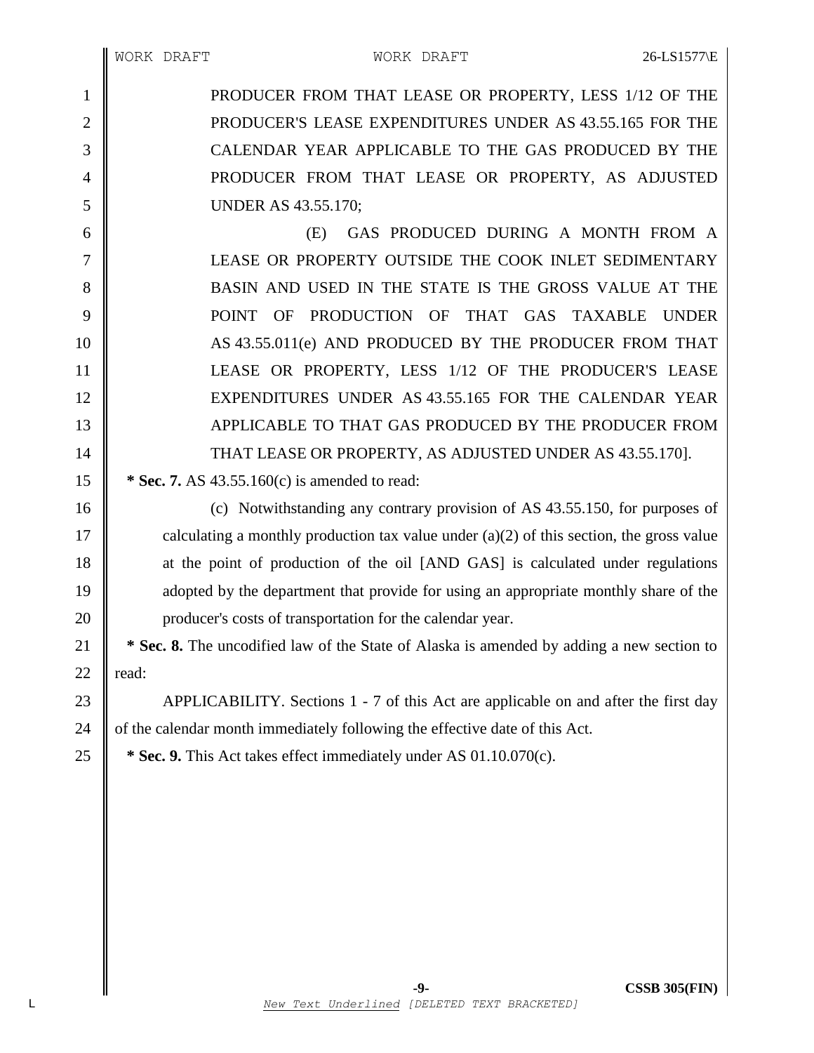PRODUCER FROM THAT LEASE OR PROPERTY, LESS 1/12 OF THE PRODUCER'S LEASE EXPENDITURES UNDER AS 43.55.165 FOR THE CALENDAR YEAR APPLICABLE TO THE GAS PRODUCED BY THE PRODUCER FROM THAT LEASE OR PROPERTY, AS ADJUSTED UNDER AS 43.55.170;

(E) GAS PRODUCED DURING A MONTH FROM A LEASE OR PROPERTY OUTSIDE THE COOK INLET SEDIMENTARY BASIN AND USED IN THE STATE IS THE GROSS VALUE AT THE POINT OF PRODUCTION OF THAT GAS TAXABLE UNDER AS 43.55.011(e) AND PRODUCED BY THE PRODUCER FROM THAT LEASE OR PROPERTY, LESS 1/12 OF THE PRODUCER'S LEASE EXPENDITURES UNDER AS 43.55.165 FOR THE CALENDAR YEAR APPLICABLE TO THAT GAS PRODUCED BY THE PRODUCER FROM THAT LEASE OR PROPERTY, AS ADJUSTED UNDER AS 43.55.170].

**\* Sec. 7.** AS 43.55.160(c) is amended to read:

(c) Notwithstanding any contrary provision of AS 43.55.150, for purposes of calculating a monthly production tax value under (a)(2) of this section, the gross value at the point of production of the oil [AND GAS] is calculated under regulations adopted by the department that provide for using an appropriate monthly share of the producer's costs of transportation for the calendar year.

**\* Sec. 8.** The uncodified law of the State of Alaska is amended by adding a new section to read:

APPLICABILITY. Sections 1 - 7 of this Act are applicable on and after the first day of the calendar month immediately following the effective date of this Act.

**\* Sec. 9.** This Act takes effect immediately under AS 01.10.070(c).